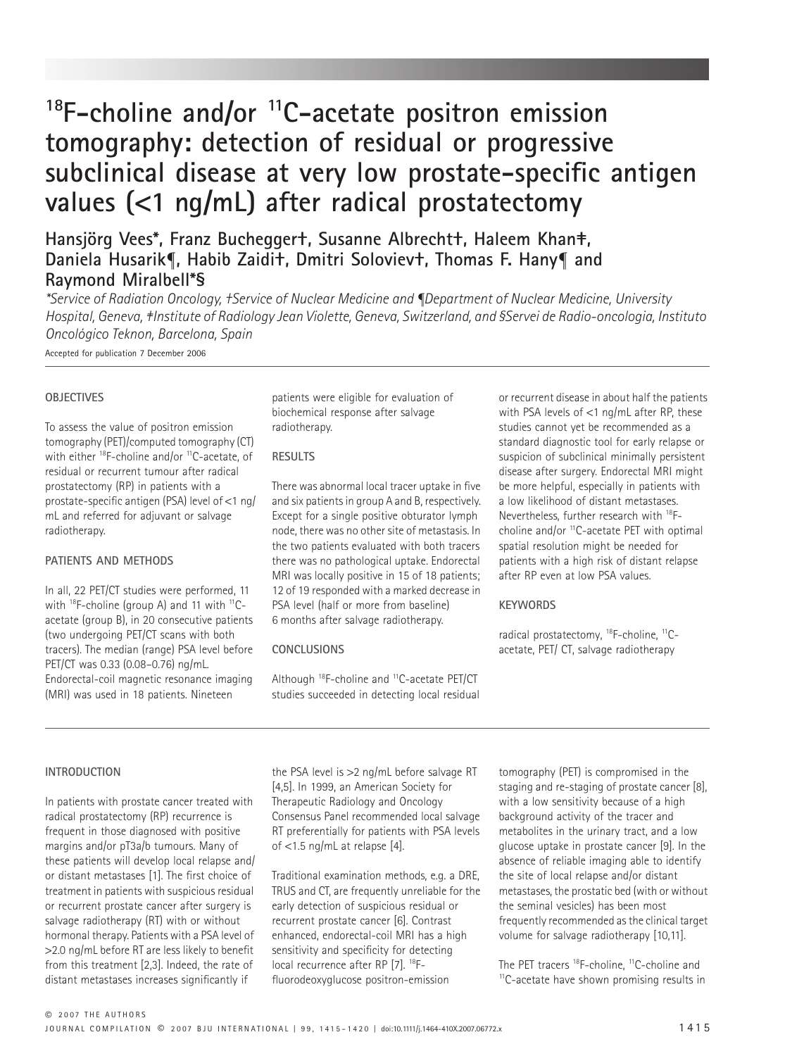# $^{18}$F-choline and/or $^{11}$C-acetate positron emission tomography: detection of residual or progressive subclinical disease at very low prostate-specific antigen values (<1 ng/mL) after radical prostatectomy

**Hansjörg Vees\*, Franz Buchegger†, Susanne Albrecht†, Haleem Khan‡, Daniela Husarik¶, Habib Zaidi†, Dmitri Soloviev†, Thomas F. Hany¶ and Raymond Miralbell\*§**

*\*Service of Radiation Oncology, †Service of Nuclear Medicine and ¶Department of Nuclear Medicine, University Hospital, Geneva, ‡Institute of Radiology Jean Violette, Geneva, Switzerland, and §Servei de Radio-oncologia, Instituto Oncológico Teknon, Barcelona, Spain*

Accepted for publication 7 December 2006

## OBJECTIVES

To assess the value of positron emission tomography (PET)/computed tomography (CT) with either $^{18}$F-choline and/or $^{11}$C-acetate, of residual or recurrent tumour after radical prostatectomy (RP) in patients with a prostate-specific antigen (PSA) level of <1 ng/mL and referred for adjuvant or salvage radiotherapy.

## PATIENTS AND METHODS

In all, 22 PET/CT studies were performed, 11 with $^{18}$F-choline (group A) and 11 with $^{11}$C-acetate (group B), in 20 consecutive patients (two undergoing PET/CT scans with both tracers). The median (range) PSA level before PET/CT was 0.33 (0.08–0.76) ng/mL. Endorectal-coil magnetic resonance imaging (MRI) was used in 18 patients. Nineteen patients were eligible for evaluation of biochemical response after salvage radiotherapy.

## RESULTS

There was abnormal local tracer uptake in five and six patients in group A and B, respectively. Except for a single positive obturator lymph node, there was no other site of metastasis. In the two patients evaluated with both tracers there was no pathological uptake. Endorectal MRI was locally positive in 15 of 18 patients; 12 of 19 responded with a marked decrease in PSA level (half or more from baseline) 6 months after salvage radiotherapy.

## CONCLUSIONS

Although $^{18}$F-choline and $^{11}$C-acetate PET/CT studies succeeded in detecting local residual or recurrent disease in about half the patients with PSA levels of <1 ng/mL after RP, these studies cannot yet be recommended as a standard diagnostic tool for early relapse or suspicion of subclinical minimally persistent disease after surgery. Endorectal MRI might be more helpful, especially in patients with a low likelihood of distant metastases. Nevertheless, further research with $^{18}$F-choline and/or $^{11}$C-acetate PET with optimal spatial resolution might be needed for patients with a high risk of distant relapse after RP even at low PSA values.

## KEYWORDS

radical prostatectomy, $^{18}$F-choline, $^{11}$C-acetate, PET/ CT, salvage radiotherapy

## INTRODUCTION

In patients with prostate cancer treated with radical prostatectomy (RP) recurrence is frequent in those diagnosed with positive margins and/or pT3a/b tumours. Many of these patients will develop local relapse and/or distant metastases [1]. The first choice of treatment in patients with suspicious residual or recurrent prostate cancer after surgery is salvage radiotherapy (RT) with or without hormonal therapy. Patients with a PSA level of >2.0 ng/mL before RT are less likely to benefit from this treatment [2,3]. Indeed, the rate of distant metastases increases significantly if the PSA level is >2 ng/mL before salvage RT [4,5]. In 1999, an American Society for Therapeutic Radiology and Oncology Consensus Panel recommended local salvage RT preferentially for patients with PSA levels of <1.5 ng/mL at relapse [4].

Traditional examination methods, e.g. a DRE, TRUS and CT, are frequently unreliable for the early detection of suspicious residual or recurrent prostate cancer [6]. Contrast enhanced, endorectal-coil MRI has a high sensitivity and specificity for detecting local recurrence after RP [7]. $^{18}$F-fluorodeoxyglucose positron-emission tomography (PET) is compromised in the staging and re-staging of prostate cancer [8], with a low sensitivity because of a high background activity of the tracer and metabolites in the urinary tract, and a low glucose uptake in prostate cancer [9]. In the absence of reliable imaging able to identify the site of local relapse and/or distant metastases, the prostatic bed (with or without the seminal vesicles) has been most frequently recommended as the clinical target volume for salvage radiotherapy [10,11].

The PET tracers $^{18}$F-choline, $^{11}$C-choline and $^{11}$C-acetate have shown promising results in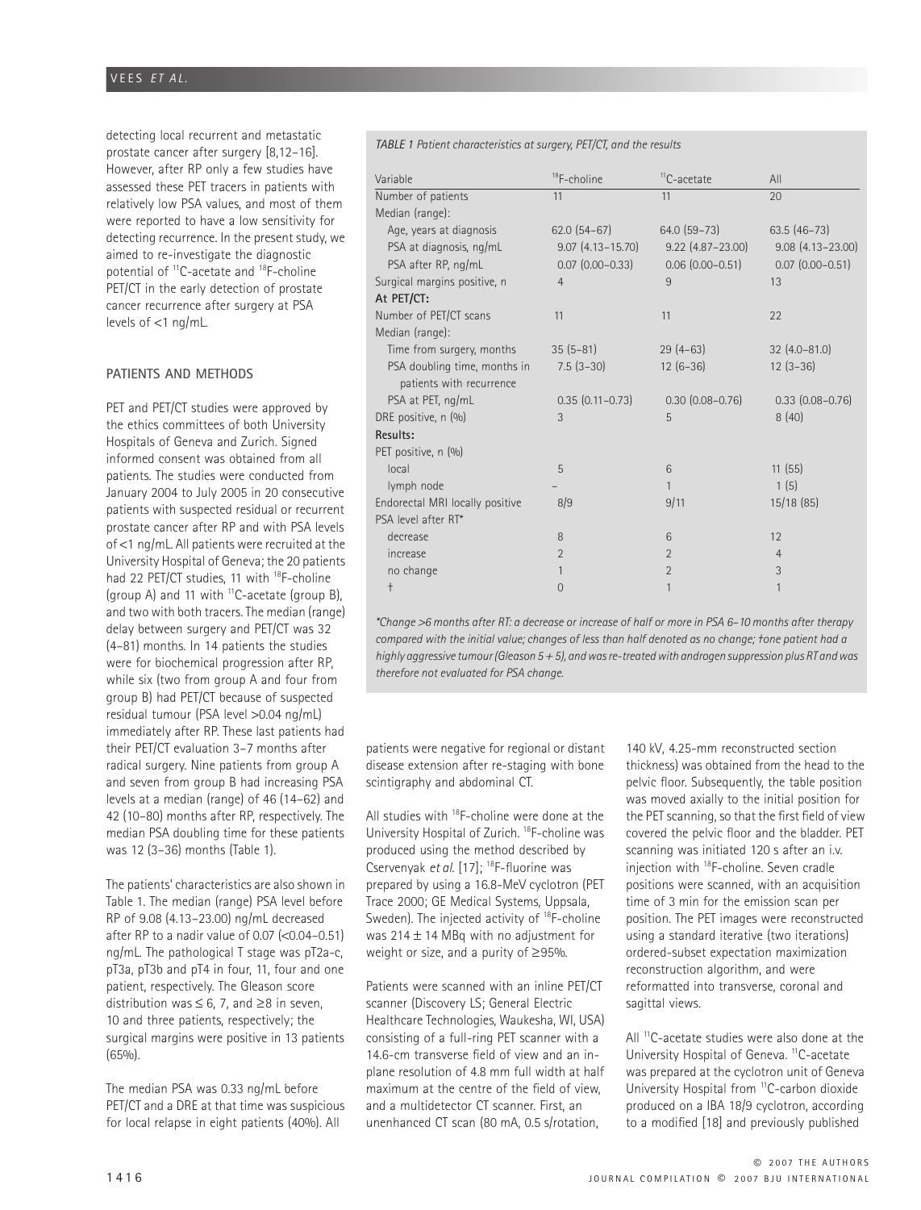detecting local recurrent and metastatic prostate cancer after surgery [8,12–16]. However, after RP only a few studies have assessed these PET tracers in patients with relatively low PSA values, and most of them were reported to have a low sensitivity for detecting recurrence. In the present study, we aimed to re-investigate the diagnostic potential of $^{11}$C-acetate and $^{18}$F-choline PET/CT in the early detection of prostate cancer recurrence after surgery at PSA levels of <1 ng/mL.

## PATIENTS AND METHODS

PET and PET/CT studies were approved by the ethics committees of both University Hospitals of Geneva and Zurich. Signed informed consent was obtained from all patients. The studies were conducted from January 2004 to July 2005 in 20 consecutive patients with suspected residual or recurrent prostate cancer after RP and with PSA levels of <1 ng/mL. All patients were recruited at the University Hospital of Geneva; the 20 patients had 22 PET/CT studies, 11 with $^{18}$F-choline (group A) and 11 with $^{11}$C-acetate (group B), and two with both tracers. The median (range) delay between surgery and PET/CT was 32 (4–81) months. In 14 patients the studies were for biochemical progression after RP, while six (two from group A and four from group B) had PET/CT because of suspected residual tumour (PSA level >0.04 ng/mL) immediately after RP. These last patients had their PET/CT evaluation 3–7 months after radical surgery. Nine patients from group A and seven from group B had increasing PSA levels at a median (range) of 46 (14–62) and 42 (10–80) months after RP, respectively. The median PSA doubling time for these patients was 12 (3–36) months (Table 1).

The patients' characteristics are also shown in Table 1. The median (range) PSA level before RP of 9.08 (4.13–23.00) ng/mL decreased after RP to a nadir value of 0.07 (<0.04–0.51) ng/mL. The pathological T stage was pT2a-c, pT3a, pT3b and pT4 in four, 11, four and one patient, respectively. The Gleason score distribution was ≤ 6, 7, and ≥8 in seven, 10 and three patients, respectively; the surgical margins were positive in 13 patients (65%).

The median PSA was 0.33 ng/mL before PET/CT and a DRE at that time was suspicious for local relapse in eight patients (40%). All patients were negative for regional or distant disease extension after re-staging with bone scintigraphy and abdominal CT.

*TABLE 1 Patient characteristics at surgery, PET/CT, and the results*

| Variable | $^{18}$F-choline | $^{11}$C-acetate | All |
|---|---|---|---|
| Number of patients | 11 | 11 | 20 |
| Median (range): | | | |
| Age, years at diagnosis | 62.0 (54–67) | 64.0 (59–73) | 63.5 (46–73) |
| PSA at diagnosis, ng/mL | 9.07 (4.13–15.70) | 9.22 (4.87–23.00) | 9.08 (4.13–23.00) |
| PSA after RP, ng/mL | 0.07 (0.00–0.33) | 0.06 (0.00–0.51) | 0.07 (0.00–0.51) |
| Surgical margins positive, n | 4 | 9 | 13 |
| **At PET/CT:** | | | |
| Number of PET/CT scans | 11 | 11 | 22 |
| Median (range): | | | |
| Time from surgery, months | 35 (5–81) | 29 (4–63) | 32 (4.0–81.0) |
| PSA doubling time, months in patients with recurrence | 7.5 (3–30) | 12 (6–36) | 12 (3–36) |
| PSA at PET, ng/mL | 0.35 (0.11–0.73) | 0.30 (0.08–0.76) | 0.33 (0.08–0.76) |
| DRE positive, n (%) | 3 | 5 | 8 (40) |
| **Results:** | | | |
| PET positive, n (%) | | | |
| local | 5 | 6 | 11 (55) |
| lymph node | – | 1 | 1 (5) |
| Endorectal MRI locally positive | 8/9 | 9/11 | 15/18 (85) |
| PSA level after RT* | | | |
| decrease | 8 | 6 | 12 |
| increase | 2 | 2 | 4 |
| no change | 1 | 2 | 3 |
| † | 0 | 1 | 1 |

*Change >6 months after RT: a decrease or increase of half or more in PSA 6–10 months after therapy compared with the initial value; changes of less than half denoted as no change; †one patient had a highly aggressive tumour (Gleason 5 + 5), and was re-treated with androgen suppression plus RT and was therefore not evaluated for PSA change.*

All studies with $^{18}$F-choline were done at the University Hospital of Zurich. $^{18}$F-choline was produced using the method described by Cservenyak *et al.* [17]; $^{18}$F-fluorine was prepared by using a 16.8-MeV cyclotron (PET Trace 2000; GE Medical Systems, Uppsala, Sweden). The injected activity of $^{18}$F-choline was 214 ± 14 MBq with no adjustment for weight or size, and a purity of ≥95%.

Patients were scanned with an inline PET/CT scanner (Discovery LS; General Electric Healthcare Technologies, Waukesha, WI, USA) consisting of a full-ring PET scanner with a 14.6-cm transverse field of view and an in-plane resolution of 4.8 mm full width at half maximum at the centre of the field of view, and a multidetector CT scanner. First, an unenhanced CT scan (80 mA, 0.5 s/rotation, 140 kV, 4.25-mm reconstructed section thickness) was obtained from the head to the pelvic floor. Subsequently, the table position was moved axially to the initial position for the PET scanning, so that the first field of view covered the pelvic floor and the bladder. PET scanning was initiated 120 s after an i.v. injection with $^{18}$F-choline. Seven cradle positions were scanned, with an acquisition time of 3 min for the emission scan per position. The PET images were reconstructed using a standard iterative (two iterations) ordered-subset expectation maximization reconstruction algorithm, and were reformatted into transverse, coronal and sagittal views.

All $^{11}$C-acetate studies were also done at the University Hospital of Geneva. $^{11}$C-acetate was prepared at the cyclotron unit of Geneva University Hospital from $^{11}$C-carbon dioxide produced on a IBA 18/9 cyclotron, according to a modified [18] and previously published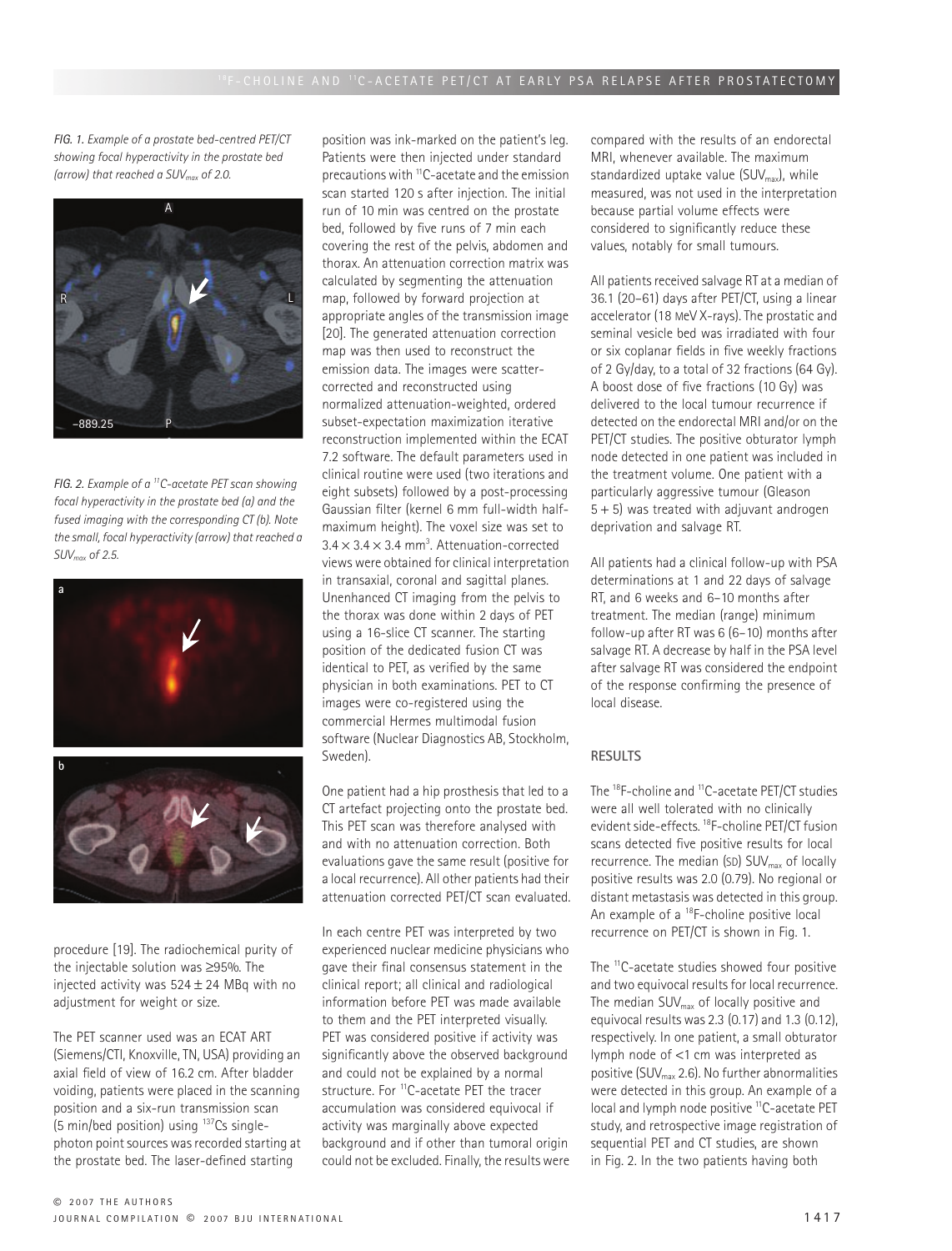*FIG. 1. Example of a prostate bed-centred PET/CT showing focal hyperactivity in the prostate bed (arrow) that reached a $SUV_{max}$ of 2.0.*

*FIG. 2. Example of a $^{11}$C-acetate PET scan showing focal hyperactivity in the prostate bed (a) and the fused imaging with the corresponding CT (b). Note the small, focal hyperactivity (arrow) that reached a $SUV_{max}$ of 2.5.*

procedure [19]. The radiochemical purity of the injectable solution was ≥95%. The injected activity was 524 ± 24 MBq with no adjustment for weight or size.

The PET scanner used was an ECAT ART (Siemens/CTI, Knoxville, TN, USA) providing an axial field of view of 16.2 cm. After bladder voiding, patients were placed in the scanning position and a six-run transmission scan (5 min/bed position) using $^{137}$Cs single-photon point sources was recorded starting at the prostate bed. The laser-defined starting position was ink-marked on the patient's leg. Patients were then injected under standard precautions with $^{11}$C-acetate and the emission scan started 120 s after injection. The initial run of 10 min was centred on the prostate bed, followed by five runs of 7 min each covering the rest of the pelvis, abdomen and thorax. An attenuation correction matrix was calculated by segmenting the attenuation map, followed by forward projection at appropriate angles of the transmission image [20]. The generated attenuation correction map was then used to reconstruct the emission data. The images were scatter-corrected and reconstructed using normalized attenuation-weighted, ordered subset-expectation maximization iterative reconstruction implemented within the ECAT 7.2 software. The default parameters used in clinical routine were used (two iterations and eight subsets) followed by a post-processing Gaussian filter (kernel 6 mm full-width half-maximum height). The voxel size was set to $3.4 \times 3.4 \times 3.4$ mm$^3$. Attenuation-corrected views were obtained for clinical interpretation in transaxial, coronal and sagittal planes. Unenhanced CT imaging from the pelvis to the thorax was done within 2 days of PET using a 16-slice CT scanner. The starting position of the dedicated fusion CT was identical to PET, as verified by the same physician in both examinations. PET to CT images were co-registered using the commercial Hermes multimodal fusion software (Nuclear Diagnostics AB, Stockholm, Sweden).

One patient had a hip prosthesis that led to a CT artefact projecting onto the prostate bed. This PET scan was therefore analysed with and with no attenuation correction. Both evaluations gave the same result (positive for a local recurrence). All other patients had their attenuation corrected PET/CT scan evaluated.

In each centre PET was interpreted by two experienced nuclear medicine physicians who gave their final consensus statement in the clinical report; all clinical and radiological information before PET was made available to them and the PET interpreted visually. PET was considered positive if activity was significantly above the observed background and could not be explained by a normal structure. For $^{11}$C-acetate PET the tracer accumulation was considered equivocal if activity was marginally above expected background and if other than tumoral origin could not be excluded. Finally, the results were compared with the results of an endorectal MRI, whenever available. The maximum standardized uptake value ($SUV_{max}$), while measured, was not used in the interpretation because partial volume effects were considered to significantly reduce these values, notably for small tumours.

All patients received salvage RT at a median of 36.1 (20–61) days after PET/CT, using a linear accelerator (18 MeV X-rays). The prostatic and seminal vesicle bed was irradiated with four or six coplanar fields in five weekly fractions of 2 Gy/day, to a total of 32 fractions (64 Gy). A boost dose of five fractions (10 Gy) was delivered to the local tumour recurrence if detected on the endorectal MRI and/or on the PET/CT studies. The positive obturator lymph node detected in one patient was included in the treatment volume. One patient with a particularly aggressive tumour (Gleason 5 + 5) was treated with adjuvant androgen deprivation and salvage RT.

All patients had a clinical follow-up with PSA determinations at 1 and 22 days of salvage RT, and 6 weeks and 6–10 months after treatment. The median (range) minimum follow-up after RT was 6 (6–10) months after salvage RT. A decrease by half in the PSA level after salvage RT was considered the endpoint of the response confirming the presence of local disease.

## RESULTS

The $^{18}$F-choline and $^{11}$C-acetate PET/CT studies were all well tolerated with no clinically evident side-effects. $^{18}$F-choline PET/CT fusion scans detected five positive results for local recurrence. The median (SD) $SUV_{max}$ of locally positive results was 2.0 (0.79). No regional or distant metastasis was detected in this group. An example of a $^{18}$F-choline positive local recurrence on PET/CT is shown in Fig. 1.

The $^{11}$C-acetate studies showed four positive and two equivocal results for local recurrence. The median $SUV_{max}$ of locally positive and equivocal results was 2.3 (0.17) and 1.3 (0.12), respectively. In one patient, a small obturator lymph node of <1 cm was interpreted as positive ($SUV_{max}$ 2.6). No further abnormalities were detected in this group. An example of a local and lymph node positive $^{11}$C-acetate PET study, and retrospective image registration of sequential PET and CT studies, are shown in Fig. 2. In the two patients having both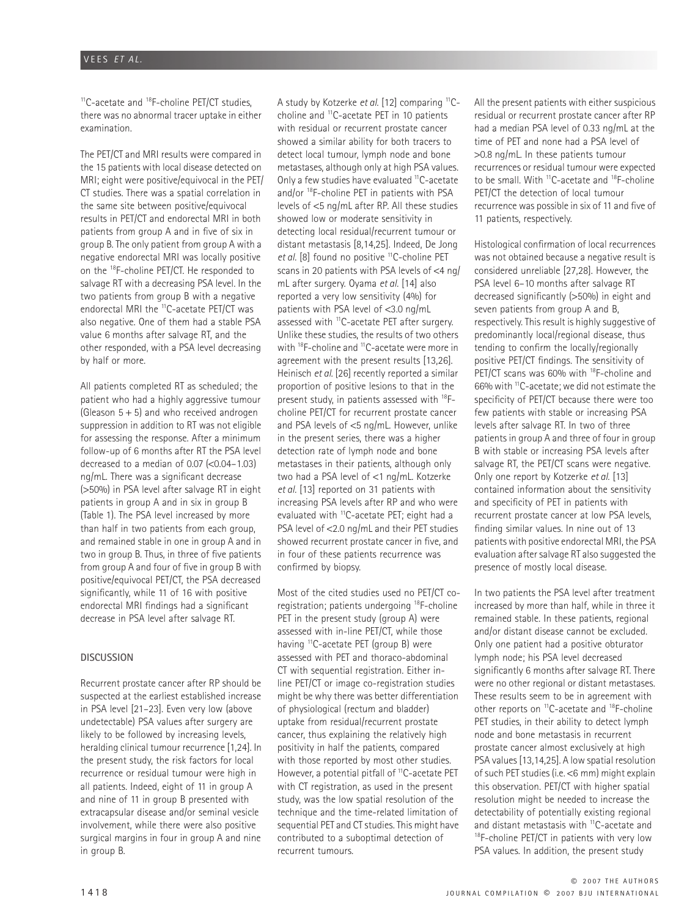$^{11}$C-acetate and $^{18}$F-choline PET/CT studies, there was no abnormal tracer uptake in either examination.

The PET/CT and MRI results were compared in the 15 patients with local disease detected on MRI; eight were positive/equivocal in the PET/CT studies. There was a spatial correlation in the same site between positive/equivocal results in PET/CT and endorectal MRI in both patients from group A and in five of six in group B. The only patient from group A with a negative endorectal MRI was locally positive on the $^{18}$F-choline PET/CT. He responded to salvage RT with a decreasing PSA level. In the two patients from group B with a negative endorectal MRI the $^{11}$C-acetate PET/CT was also negative. One of them had a stable PSA value 6 months after salvage RT, and the other responded, with a PSA level decreasing by half or more.

All patients completed RT as scheduled; the patient who had a highly aggressive tumour (Gleason 5 + 5) and who received androgen suppression in addition to RT was not eligible for assessing the response. After a minimum follow-up of 6 months after RT the PSA level decreased to a median of 0.07 (<0.04–1.03) ng/mL. There was a significant decrease (>50%) in PSA level after salvage RT in eight patients in group A and in six in group B (Table 1). The PSA level increased by more than half in two patients from each group, and remained stable in one in group A and in two in group B. Thus, in three of five patients from group A and four of five in group B with positive/equivocal PET/CT, the PSA decreased significantly, while 11 of 16 with positive endorectal MRI findings had a significant decrease in PSA level after salvage RT.

## DISCUSSION

Recurrent prostate cancer after RP should be suspected at the earliest established increase in PSA level [21–23]. Even very low (above undetectable) PSA values after surgery are likely to be followed by increasing levels, heralding clinical tumour recurrence [1,24]. In the present study, the risk factors for local recurrence or residual tumour were high in all patients. Indeed, eight of 11 in group A and nine of 11 in group B presented with extracapsular disease and/or seminal vesicle involvement, while there were also positive surgical margins in four in group A and nine in group B.

A study by Kotzerke *et al.* [12] comparing $^{11}$C-choline and $^{11}$C-acetate PET in 10 patients with residual or recurrent prostate cancer showed a similar ability for both tracers to detect local tumour, lymph node and bone metastases, although only at high PSA values. Only a few studies have evaluated $^{11}$C-acetate and/or $^{18}$F-choline PET in patients with PSA levels of <5 ng/mL after RP. All these studies showed low or moderate sensitivity in detecting local residual/recurrent tumour or distant metastasis [8,14,25]. Indeed, De Jong *et al.* [8] found no positive $^{11}$C-choline PET scans in 20 patients with PSA levels of <4 ng/mL after surgery. Oyama *et al.* [14] also reported a very low sensitivity (4%) for patients with PSA level of <3.0 ng/mL assessed with $^{11}$C-acetate PET after surgery. Unlike these studies, the results of two others with $^{18}$F-choline and $^{11}$C-acetate were more in agreement with the present results [13,26]. Heinisch *et al.* [26] recently reported a similar proportion of positive lesions to that in the present study, in patients assessed with $^{18}$F-choline PET/CT for recurrent prostate cancer and PSA levels of <5 ng/mL. However, unlike in the present series, there was a higher detection rate of lymph node and bone metastases in their patients, although only two had a PSA level of <1 ng/mL. Kotzerke *et al.* [13] reported on 31 patients with increasing PSA levels after RP and who were evaluated with $^{11}$C-acetate PET; eight had a PSA level of <2.0 ng/mL and their PET studies showed recurrent prostate cancer in five, and in four of these patients recurrence was confirmed by biopsy.

Most of the cited studies used no PET/CT co-registration; patients undergoing $^{18}$F-choline PET in the present study (group A) were assessed with in-line PET/CT, while those having $^{11}$C-acetate PET (group B) were assessed with PET and thoraco-abdominal CT with sequential registration. Either in-line PET/CT or image co-registration studies might be why there was better differentiation of physiological (rectum and bladder) uptake from residual/recurrent prostate cancer, thus explaining the relatively high positivity in half the patients, compared with those reported by most other studies. However, a potential pitfall of $^{11}$C-acetate PET with CT registration, as used in the present study, was the low spatial resolution of the technique and the time-related limitation of sequential PET and CT studies. This might have contributed to a suboptimal detection of recurrent tumours.

All the present patients with either suspicious residual or recurrent prostate cancer after RP had a median PSA level of 0.33 ng/mL at the time of PET and none had a PSA level of >0.8 ng/mL. In these patients tumour recurrences or residual tumour were expected to be small. With $^{11}$C-acetate and $^{18}$F-choline PET/CT the detection of local tumour recurrence was possible in six of 11 and five of 11 patients, respectively.

Histological confirmation of local recurrences was not obtained because a negative result is considered unreliable [27,28]. However, the PSA level 6–10 months after salvage RT decreased significantly (>50%) in eight and seven patients from group A and B, respectively. This result is highly suggestive of predominantly local/regional disease, thus tending to confirm the locally/regionally positive PET/CT findings. The sensitivity of PET/CT scans was 60% with $^{18}$F-choline and 66% with $^{11}$C-acetate; we did not estimate the specificity of PET/CT because there were too few patients with stable or increasing PSA levels after salvage RT. In two of three patients in group A and three of four in group B with stable or increasing PSA levels after salvage RT, the PET/CT scans were negative. Only one report by Kotzerke *et al.* [13] contained information about the sensitivity and specificity of PET in patients with recurrent prostate cancer at low PSA levels, finding similar values. In nine out of 13 patients with positive endorectal MRI, the PSA evaluation after salvage RT also suggested the presence of mostly local disease.

In two patients the PSA level after treatment increased by more than half, while in three it remained stable. In these patients, regional and/or distant disease cannot be excluded. Only one patient had a positive obturator lymph node; his PSA level decreased significantly 6 months after salvage RT. There were no other regional or distant metastases. These results seem to be in agreement with other reports on $^{11}$C-acetate and $^{18}$F-choline PET studies, in their ability to detect lymph node and bone metastasis in recurrent prostate cancer almost exclusively at high PSA values [13,14,25]. A low spatial resolution of such PET studies (i.e. <6 mm) might explain this observation. PET/CT with higher spatial resolution might be needed to increase the detectability of potentially existing regional and distant metastasis with $^{11}$C-acetate and $^{18}$F-choline PET/CT in patients with very low PSA values. In addition, the present study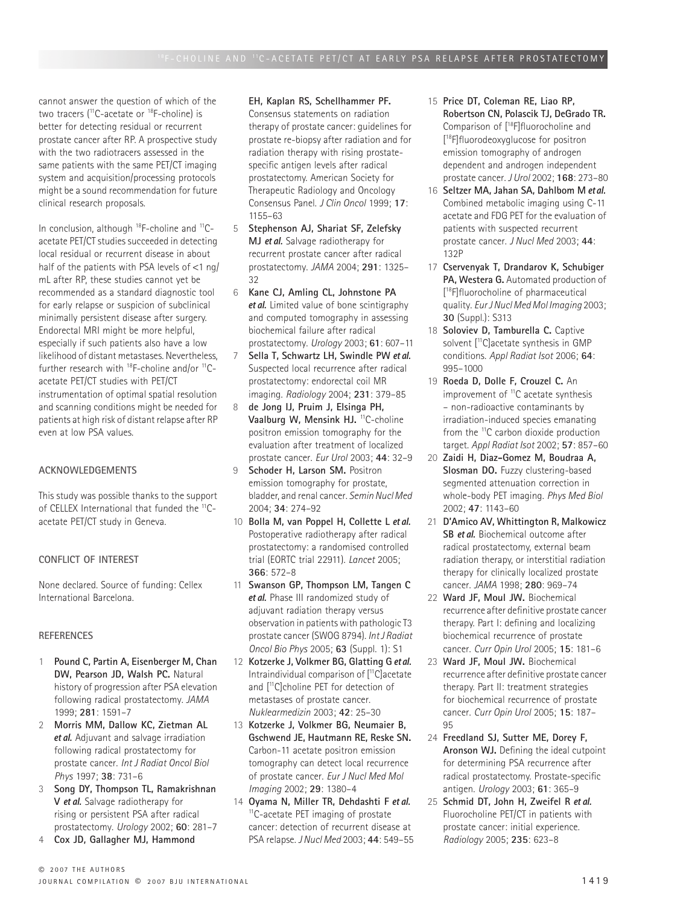cannot answer the question of which of the two tracers ($^{11}$C-acetate or $^{18}$F-choline) is better for detecting residual or recurrent prostate cancer after RP. A prospective study with the two radiotracers assessed in the same patients with the same PET/CT imaging system and acquisition/processing protocols might be a sound recommendation for future clinical research proposals.

In conclusion, although $^{18}$F-choline and $^{11}$C-acetate PET/CT studies succeeded in detecting local residual or recurrent disease in about half of the patients with PSA levels of <1 ng/mL after RP, these studies cannot yet be recommended as a standard diagnostic tool for early relapse or suspicion of subclinical minimally persistent disease after surgery. Endorectal MRI might be more helpful, especially if such patients also have a low likelihood of distant metastases. Nevertheless, further research with $^{18}$F-choline and/or $^{11}$C-acetate PET/CT studies with PET/CT instrumentation of optimal spatial resolution and scanning conditions might be needed for patients at high risk of distant relapse after RP even at low PSA values.

## ACKNOWLEDGEMENTS

This study was possible thanks to the support of CELLEX International that funded the $^{11}$C-acetate PET/CT study in Geneva.

## CONFLICT OF INTEREST

None declared. Source of funding: Cellex International Barcelona.

## REFERENCES

1. **Pound C, Partin A, Eisenberger M, Chan DW, Pearson JD, Walsh PC.** Natural history of progression after PSA elevation following radical prostatectomy. *JAMA* 1999; **281**: 1591–7
2. **Morris MM, Dallow KC, Zietman AL *et al.*** Adjuvant and salvage irradiation following radical prostatectomy for prostate cancer. *Int J Radiat Oncol Biol Phys* 1997; **38**: 731–6
3. **Song DY, Thompson TL, Ramakrishnan V *et al.*** Salvage radiotherapy for rising or persistent PSA after radical prostatectomy. *Urology* 2002; **60**: 281–7
4. **Cox JD, Gallagher MJ, Hammond EH, Kaplan RS, Schellhammer PF.** Consensus statements on radiation therapy of prostate cancer: guidelines for prostate re-biopsy after radiation and for radiation therapy with rising prostate-specific antigen levels after radical prostatectomy. American Society for Therapeutic Radiology and Oncology Consensus Panel. *J Clin Oncol* 1999; **17**: 1155–63
5. **Stephenson AJ, Shariat SF, Zelefsky MJ *et al.*** Salvage radiotherapy for recurrent prostate cancer after radical prostatectomy. *JAMA* 2004; **291**: 1325–32
6. **Kane CJ, Amling CL, Johnstone PA *et al.*** Limited value of bone scintigraphy and computed tomography in assessing biochemical failure after radical prostatectomy. *Urology* 2003; **61**: 607–11
7. **Sella T, Schwartz LH, Swindle PW *et al.*** Suspected local recurrence after radical prostatectomy: endorectal coil MR imaging. *Radiology* 2004; **231**: 379–85
8. **de Jong IJ, Pruim J, Elsinga PH, Vaalburg W, Mensink HJ.** $^{11}$C-choline positron emission tomography for the evaluation after treatment of localized prostate cancer. *Eur Urol* 2003; **44**: 32–9
9. **Schoder H, Larson SM.** Positron emission tomography for prostate, bladder, and renal cancer. *Semin Nucl Med* 2004; **34**: 274–92
10. **Bolla M, van Poppel H, Collette L *et al.*** Postoperative radiotherapy after radical prostatectomy: a randomised controlled trial (EORTC trial 22911). *Lancet* 2005; **366**: 572–8
11. **Swanson GP, Thompson LM, Tangen C *et al.*** Phase III randomized study of adjuvant radiation therapy versus observation in patients with pathologic T3 prostate cancer (SWOG 8794). *Int J Radiat Oncol Bio Phys* 2005; **63** (Suppl. 1): S1
12. **Kotzerke J, Volkmer BG, Glatting G *et al.*** Intraindividual comparison of [$^{11}$C]acetate and [$^{11}$C]choline PET for detection of metastases of prostate cancer. *Nuklearmedizin* 2003; **42**: 25–30
13. **Kotzerke J, Volkmer BG, Neumaier B, Gschwend JE, Hautmann RE, Reske SN.** Carbon-11 acetate positron emission tomography can detect local recurrence of prostate cancer. *Eur J Nucl Med Mol Imaging* 2002; **29**: 1380–4
14. **Oyama N, Miller TR, Dehdashti F *et al.*** $^{11}$C-acetate PET imaging of prostate cancer: detection of recurrent disease at PSA relapse. *J Nucl Med* 2003; **44**: 549–55
15. **Price DT, Coleman RE, Liao RP, Robertson CN, Polascik TJ, DeGrado TR.** Comparison of [$^{18}$F]fluorocholine and [$^{18}$F]fluorodeoxyglucose for positron emission tomography of androgen dependent and androgen independent prostate cancer. *J Urol* 2002; **168**: 273–80
16. **Seltzer MA, Jahan SA, Dahlbom M *et al.*** Combined metabolic imaging using C-11 acetate and FDG PET for the evaluation of patients with suspected recurrent prostate cancer. *J Nucl Med* 2003; **44**: 132P
17. **Cservenyak T, Drandarov K, Schubiger PA, Westera G.** Automated production of [$^{18}$F]fluorocholine of pharmaceutical quality. *Eur J Nucl Med Mol Imaging* 2003; **30** (Suppl.): S313
18. **Soloviev D, Tamburella C.** Captive solvent [$^{11}$C]acetate synthesis in GMP conditions. *Appl Radiat Isot* 2006; **64**: 995–1000
19. **Roeda D, Dolle F, Crouzel C.** An improvement of $^{11}$C acetate synthesis – non-radioactive contaminants by irradiation-induced species emanating from the $^{11}$C carbon dioxide production target. *Appl Radiat Isot* 2002; **57**: 857–60
20. **Zaidi H, Diaz-Gomez M, Boudraa A, Slosman DO.** Fuzzy clustering-based segmented attenuation correction in whole-body PET imaging. *Phys Med Biol* 2002; **47**: 1143–60
21. **D'Amico AV, Whittington R, Malkowicz SB *et al.*** Biochemical outcome after radical prostatectomy, external beam radiation therapy, or interstitial radiation therapy for clinically localized prostate cancer. *JAMA* 1998; **280**: 969–74
22. **Ward JF, Moul JW.** Biochemical recurrence after definitive prostate cancer therapy. Part I: defining and localizing biochemical recurrence of prostate cancer. *Curr Opin Urol* 2005; **15**: 181–6
23. **Ward JF, Moul JW.** Biochemical recurrence after definitive prostate cancer therapy. Part II: treatment strategies for biochemical recurrence of prostate cancer. *Curr Opin Urol* 2005; **15**: 187–95
24. **Freedland SJ, Sutter ME, Dorey F, Aronson WJ.** Defining the ideal cutpoint for determining PSA recurrence after radical prostatectomy. Prostate-specific antigen. *Urology* 2003; **61**: 365–9
25. **Schmid DT, John H, Zweifel R *et al.*** Fluorocholine PET/CT in patients with prostate cancer: initial experience. *Radiology* 2005; **235**: 623–8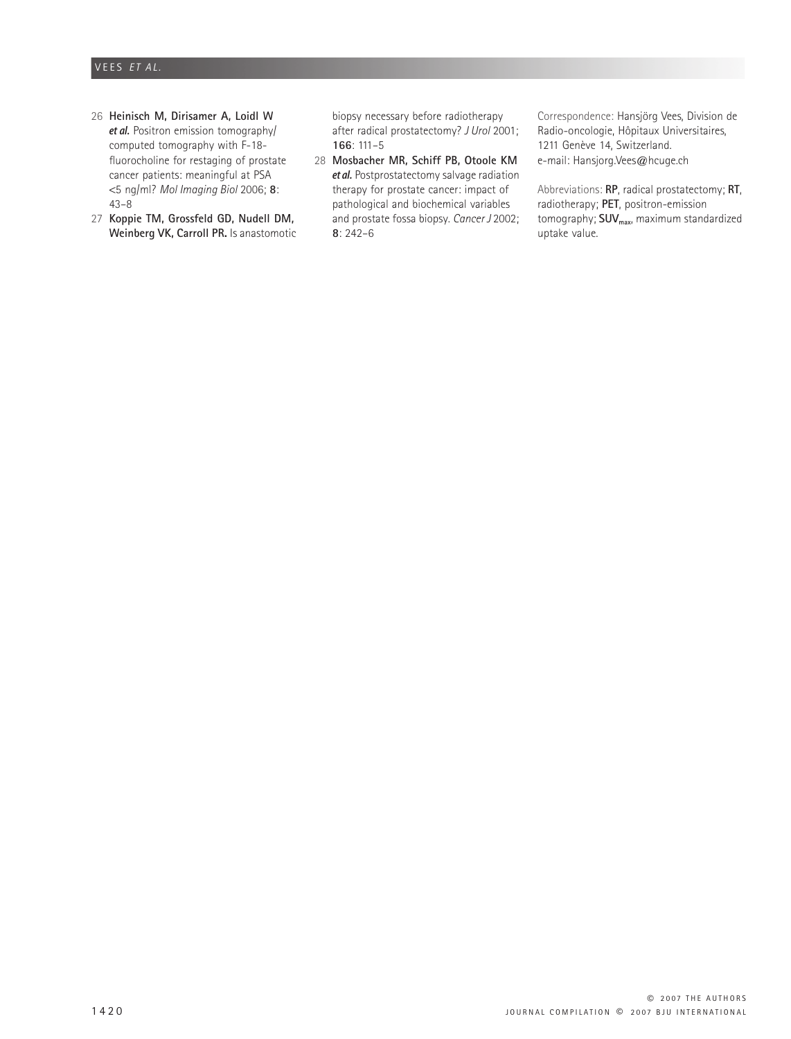26 **Heinisch M, Dirisamer A, Loidl W *et al.*** Positron emission tomography/ computed tomography with F-18-fluorocholine for restaging of prostate cancer patients: meaningful at PSA <5 ng/ml? *Mol Imaging Biol* 2006; **8**: 43–8

27 **Koppie TM, Grossfeld GD, Nudell DM, Weinberg VK, Carroll PR.** Is anastomotic biopsy necessary before radiotherapy after radical prostatectomy? *J Urol* 2001; **166**: 111–5

28 **Mosbacher MR, Schiff PB, Otoole KM *et al.*** Postprostatectomy salvage radiation therapy for prostate cancer: impact of pathological and biochemical variables and prostate fossa biopsy. *Cancer J* 2002; **8**: 242–6

Correspondence: Hansjörg Vees, Division de Radio-oncologie, Hôpitaux Universitaires, 1211 Genève 14, Switzerland.
e-mail: Hansjorg.Vees@hcuge.ch

Abbreviations: **RP**, radical prostatectomy; **RT**, radiotherapy; **PET**, positron-emission tomography; **$SUV_{max}$**, maximum standardized uptake value.